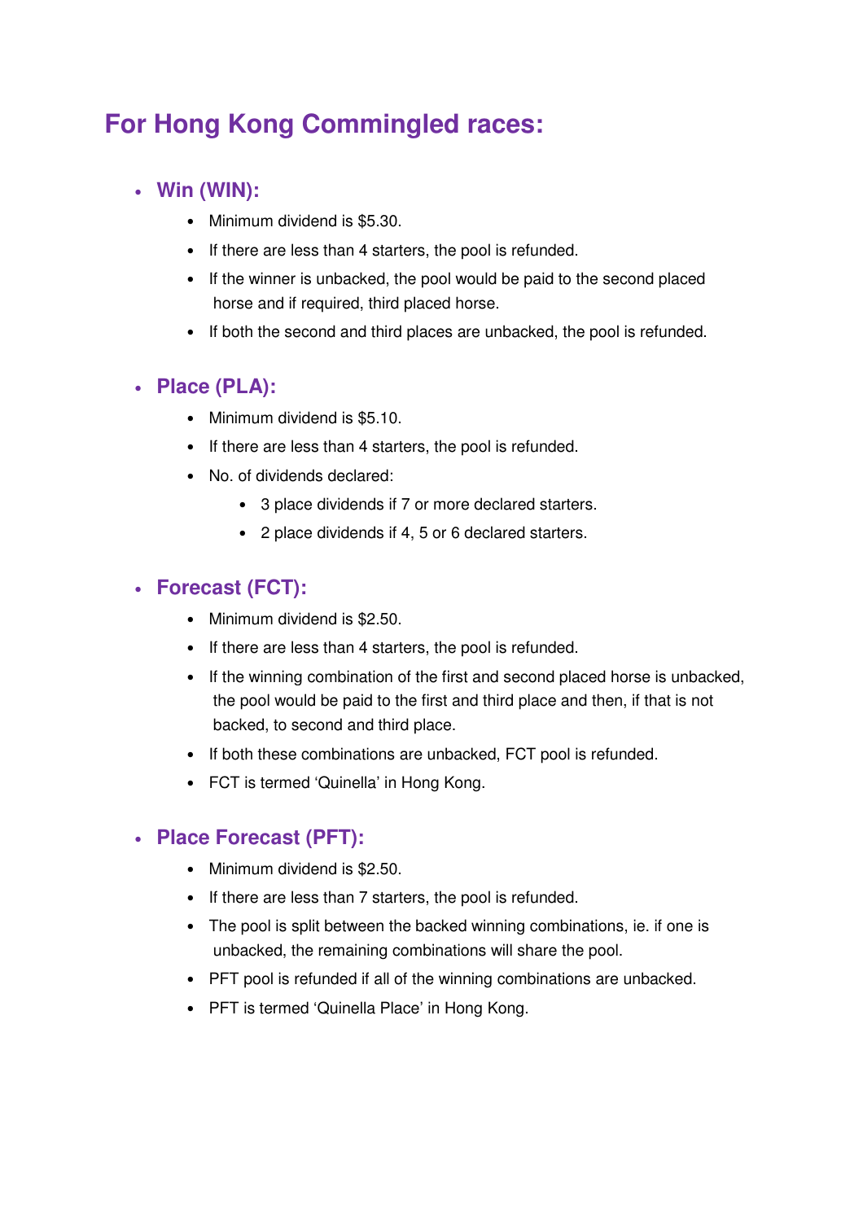# For Hong Kong Commingled races:

## Win (WIN):

- Minimum dividend is $5.30.
- If there are less than 4 starters, the pool is refunded.
- If the winner is unbacked, the pool would be paid to the second placed horse and if required, third placed horse.
- If both the second and third places are unbacked, the pool is refunded.

## Place (PLA):

- Minimum dividend is $5.10.
- If there are less than 4 starters, the pool is refunded.
- No. of dividends declared:
  - 3 place dividends if 7 or more declared starters.
  - 2 place dividends if 4, 5 or 6 declared starters.

## Forecast (FCT):

- Minimum dividend is $2.50.
- If there are less than 4 starters, the pool is refunded.
- If the winning combination of the first and second placed horse is unbacked, the pool would be paid to the first and third place and then, if that is not backed, to second and third place.
- If both these combinations are unbacked, FCT pool is refunded.
- FCT is termed 'Quinella' in Hong Kong.

## Place Forecast (PFT):

- Minimum dividend is $2.50.
- If there are less than 7 starters, the pool is refunded.
- The pool is split between the backed winning combinations, ie. if one is unbacked, the remaining combinations will share the pool.
- PFT pool is refunded if all of the winning combinations are unbacked.
- PFT is termed 'Quinella Place' in Hong Kong.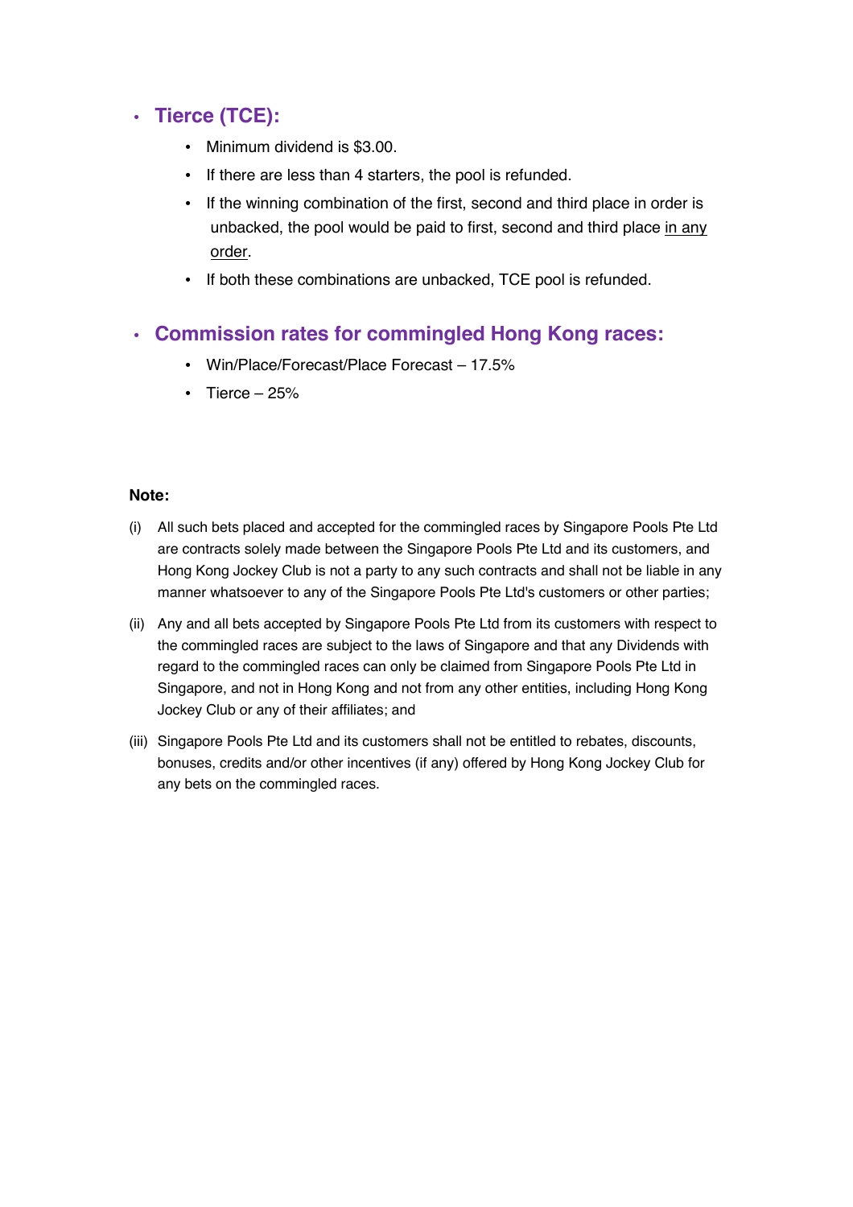- **Tierce (TCE):**
  - Minimum dividend is $3.00.
  - If there are less than 4 starters, the pool is refunded.
  - If the winning combination of the first, second and third place in order is unbacked, the pool would be paid to first, second and third place <u>in any order</u>.
  - If both these combinations are unbacked, TCE pool is refunded.

- **Commission rates for commingled Hong Kong races:**
  - Win/Place/Forecast/Place Forecast – 17.5%
  - Tierce – 25%

**Note:**

(i) All such bets placed and accepted for the commingled races by Singapore Pools Pte Ltd are contracts solely made between the Singapore Pools Pte Ltd and its customers, and Hong Kong Jockey Club is not a party to any such contracts and shall not be liable in any manner whatsoever to any of the Singapore Pools Pte Ltd's customers or other parties;

(ii) Any and all bets accepted by Singapore Pools Pte Ltd from its customers with respect to the commingled races are subject to the laws of Singapore and that any Dividends with regard to the commingled races can only be claimed from Singapore Pools Pte Ltd in Singapore, and not in Hong Kong and not from any other entities, including Hong Kong Jockey Club or any of their affiliates; and

(iii) Singapore Pools Pte Ltd and its customers shall not be entitled to rebates, discounts, bonuses, credits and/or other incentives (if any) offered by Hong Kong Jockey Club for any bets on the commingled races.